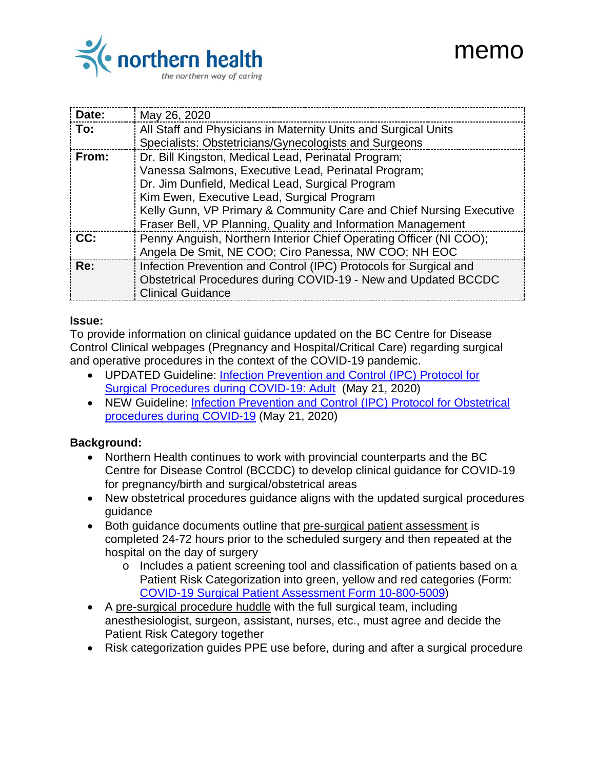northern health
*the northern way of caring*

# memo

| | |
|---|---|
| **Date:** | May 26, 2020 |
| **To:** | All Staff and Physicians in Maternity Units and Surgical Units<br>Specialists: Obstetricians/Gynecologists and Surgeons |
| **From:** | Dr. Bill Kingston, Medical Lead, Perinatal Program;<br>Vanessa Salmons, Executive Lead, Perinatal Program;<br>Dr. Jim Dunfield, Medical Lead, Surgical Program<br>Kim Ewen, Executive Lead, Surgical Program<br>Kelly Gunn, VP Primary & Community Care and Chief Nursing Executive<br>Fraser Bell, VP Planning, Quality and Information Management |
| **CC:** | Penny Anguish, Northern Interior Chief Operating Officer (NI COO);<br>Angela De Smit, NE COO; Ciro Panessa, NW COO; NH EOC |
| **Re:** | Infection Prevention and Control (IPC) Protocols for Surgical and Obstetrical Procedures during COVID-19 - New and Updated BCCDC Clinical Guidance |

**Issue:**
To provide information on clinical guidance updated on the BC Centre for Disease Control Clinical webpages (Pregnancy and Hospital/Critical Care) regarding surgical and operative procedures in the context of the COVID-19 pandemic.

- UPDATED Guideline: Infection Prevention and Control (IPC) Protocol for Surgical Procedures during COVID-19: Adult (May 21, 2020)
- NEW Guideline: Infection Prevention and Control (IPC) Protocol for Obstetrical procedures during COVID-19 (May 21, 2020)

**Background:**

- Northern Health continues to work with provincial counterparts and the BC Centre for Disease Control (BCCDC) to develop clinical guidance for COVID-19 for pregnancy/birth and surgical/obstetrical areas
- New obstetrical procedures guidance aligns with the updated surgical procedures guidance
- Both guidance documents outline that pre-surgical patient assessment is completed 24-72 hours prior to the scheduled surgery and then repeated at the hospital on the day of surgery
  - Includes a patient screening tool and classification of patients based on a Patient Risk Categorization into green, yellow and red categories (Form: COVID-19 Surgical Patient Assessment Form 10-800-5009)
- A pre-surgical procedure huddle with the full surgical team, including anesthesiologist, surgeon, assistant, nurses, etc., must agree and decide the Patient Risk Category together
- Risk categorization guides PPE use before, during and after a surgical procedure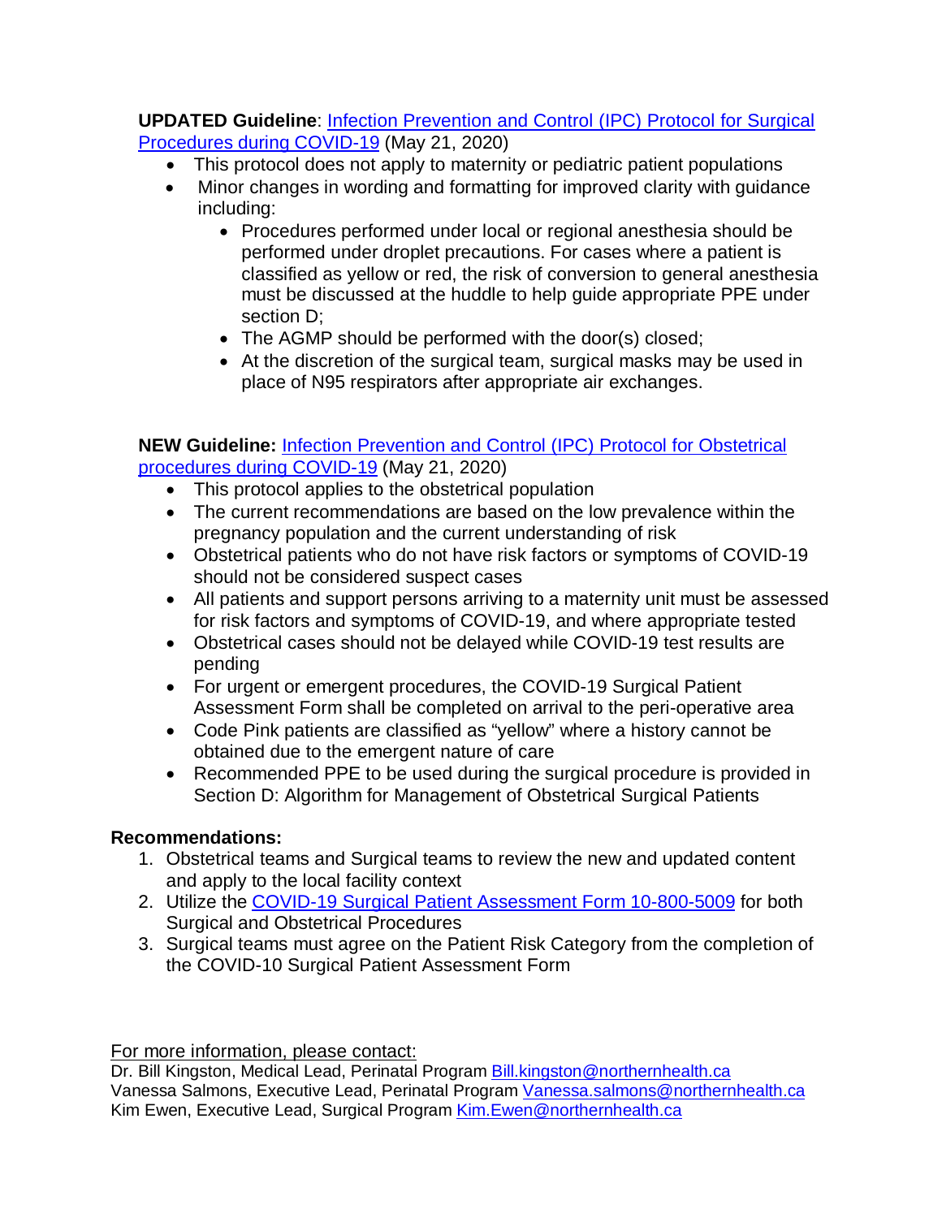**UPDATED Guideline**: Infection Prevention and Control (IPC) Protocol for Surgical Procedures during COVID-19 (May 21, 2020)

- This protocol does not apply to maternity or pediatric patient populations
- Minor changes in wording and formatting for improved clarity with guidance including:
  - Procedures performed under local or regional anesthesia should be performed under droplet precautions. For cases where a patient is classified as yellow or red, the risk of conversion to general anesthesia must be discussed at the huddle to help guide appropriate PPE under section D;
  - The AGMP should be performed with the door(s) closed;
  - At the discretion of the surgical team, surgical masks may be used in place of N95 respirators after appropriate air exchanges.

**NEW Guideline:** Infection Prevention and Control (IPC) Protocol for Obstetrical procedures during COVID-19 (May 21, 2020)

- This protocol applies to the obstetrical population
- The current recommendations are based on the low prevalence within the pregnancy population and the current understanding of risk
- Obstetrical patients who do not have risk factors or symptoms of COVID-19 should not be considered suspect cases
- All patients and support persons arriving to a maternity unit must be assessed for risk factors and symptoms of COVID-19, and where appropriate tested
- Obstetrical cases should not be delayed while COVID-19 test results are pending
- For urgent or emergent procedures, the COVID-19 Surgical Patient Assessment Form shall be completed on arrival to the peri-operative area
- Code Pink patients are classified as "yellow" where a history cannot be obtained due to the emergent nature of care
- Recommended PPE to be used during the surgical procedure is provided in Section D: Algorithm for Management of Obstetrical Surgical Patients

**Recommendations:**

1. Obstetrical teams and Surgical teams to review the new and updated content and apply to the local facility context
2. Utilize the COVID-19 Surgical Patient Assessment Form 10-800-5009 for both Surgical and Obstetrical Procedures
3. Surgical teams must agree on the Patient Risk Category from the completion of the COVID-10 Surgical Patient Assessment Form

For more information, please contact:

Dr. Bill Kingston, Medical Lead, Perinatal Program Bill.kingston@northernhealth.ca
Vanessa Salmons, Executive Lead, Perinatal Program Vanessa.salmons@northernhealth.ca
Kim Ewen, Executive Lead, Surgical Program Kim.Ewen@northernhealth.ca